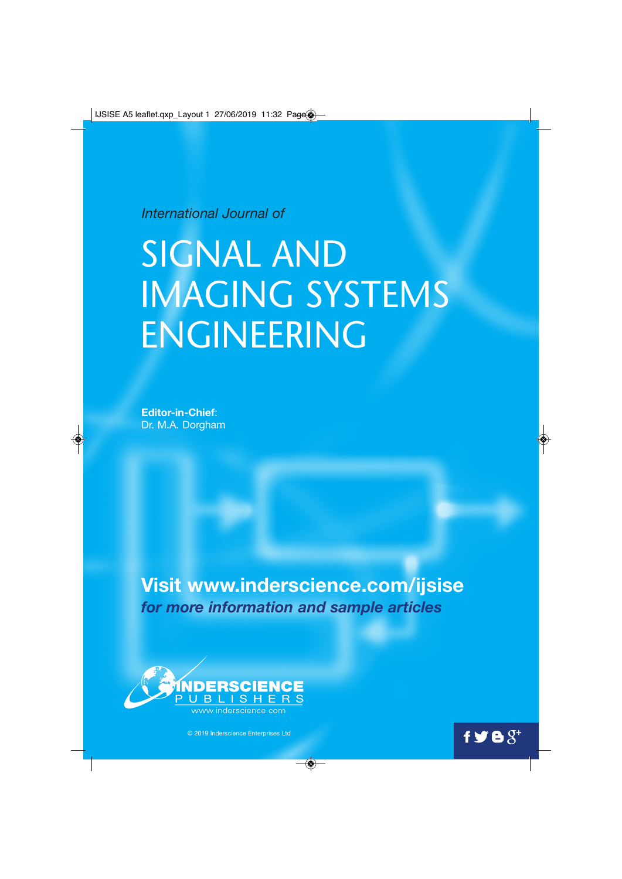*International Journal of*

# SIGNAL AND IMAGING SYSTEMS ENGINEERING

**Editor-in-Chief**:
Dr. M.A. Dorgham

## Visit www.inderscience.com/ijsise

***for more information and sample articles***

INDERSCIENCE PUBLISHERS
www.inderscience.com

© 2019 Inderscience Enterprises Ltd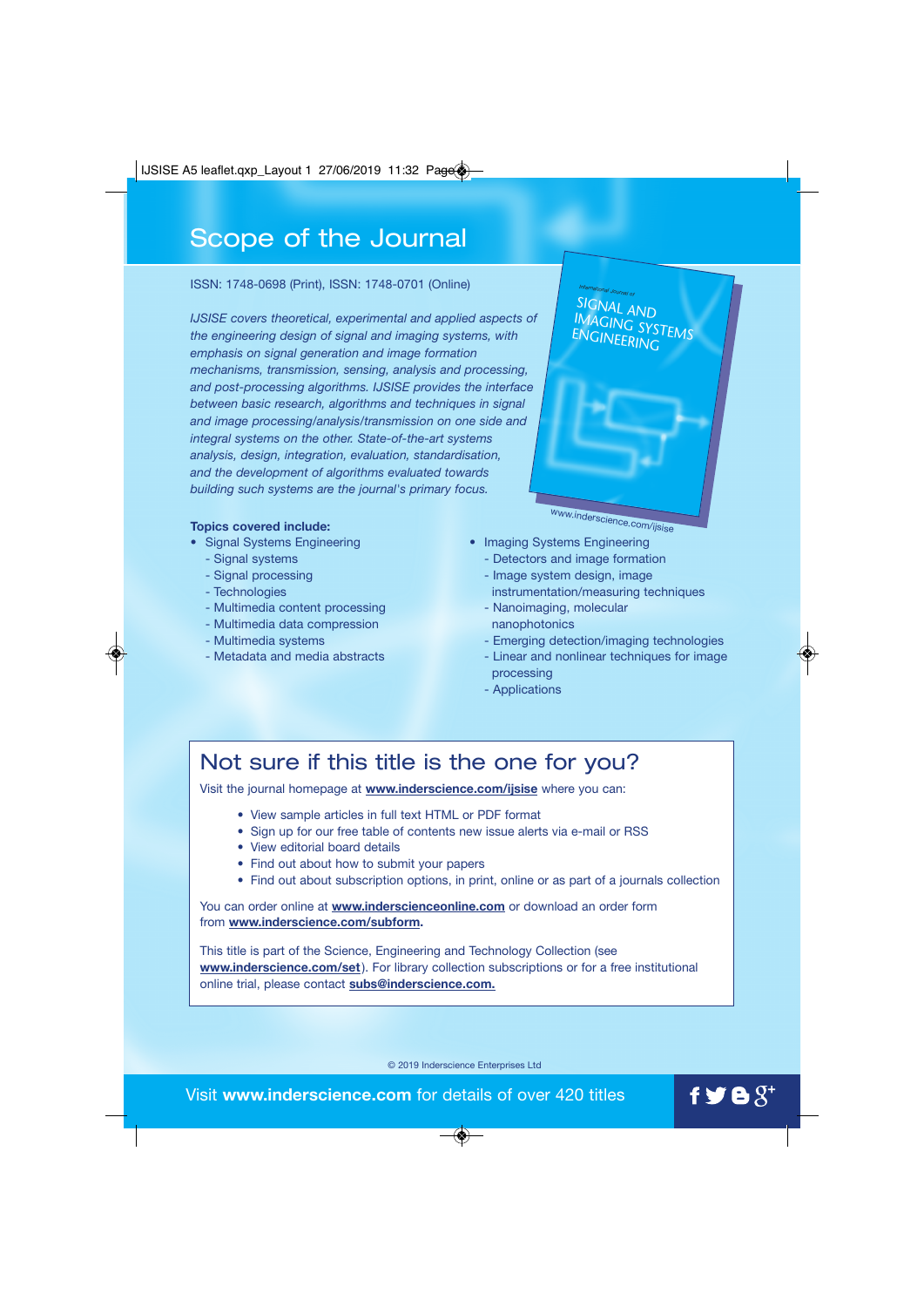# Scope of the Journal

ISSN: 1748-0698 (Print), ISSN: 1748-0701 (Online)

*IJSISE covers theoretical, experimental and applied aspects of the engineering design of signal and imaging systems, with emphasis on signal generation and image formation mechanisms, transmission, sensing, analysis and processing, and post-processing algorithms. IJSISE provides the interface between basic research, algorithms and techniques in signal and image processing/analysis/transmission on one side and integral systems on the other. State-of-the-art systems analysis, design, integration, evaluation, standardisation, and the development of algorithms evaluated towards building such systems are the journal's primary focus.*

**Topics covered include:**

- Signal Systems Engineering
  - Signal systems
  - Signal processing
  - Technologies
  - Multimedia content processing
  - Multimedia data compression
  - Multimedia systems
  - Metadata and media abstracts
- Imaging Systems Engineering
  - Detectors and image formation
  - Image system design, image instrumentation/measuring techniques
  - Nanoimaging, molecular nanophotonics
  - Emerging detection/imaging technologies
  - Linear and nonlinear techniques for image processing
  - Applications

## Not sure if this title is the one for you?

Visit the journal homepage at **www.inderscience.com/ijsise** where you can:

- View sample articles in full text HTML or PDF format
- Sign up for our free table of contents new issue alerts via e-mail or RSS
- View editorial board details
- Find out about how to submit your papers
- Find out about subscription options, in print, online or as part of a journals collection

You can order online at **www.inderscienceonline.com** or download an order form from **www.inderscience.com/subform**.

This title is part of the Science, Engineering and Technology Collection (see **www.inderscience.com/set**). For library collection subscriptions or for a free institutional online trial, please contact **subs@inderscience.com.**

© 2019 Inderscience Enterprises Ltd

Visit **www.inderscience.com** for details of over 420 titles